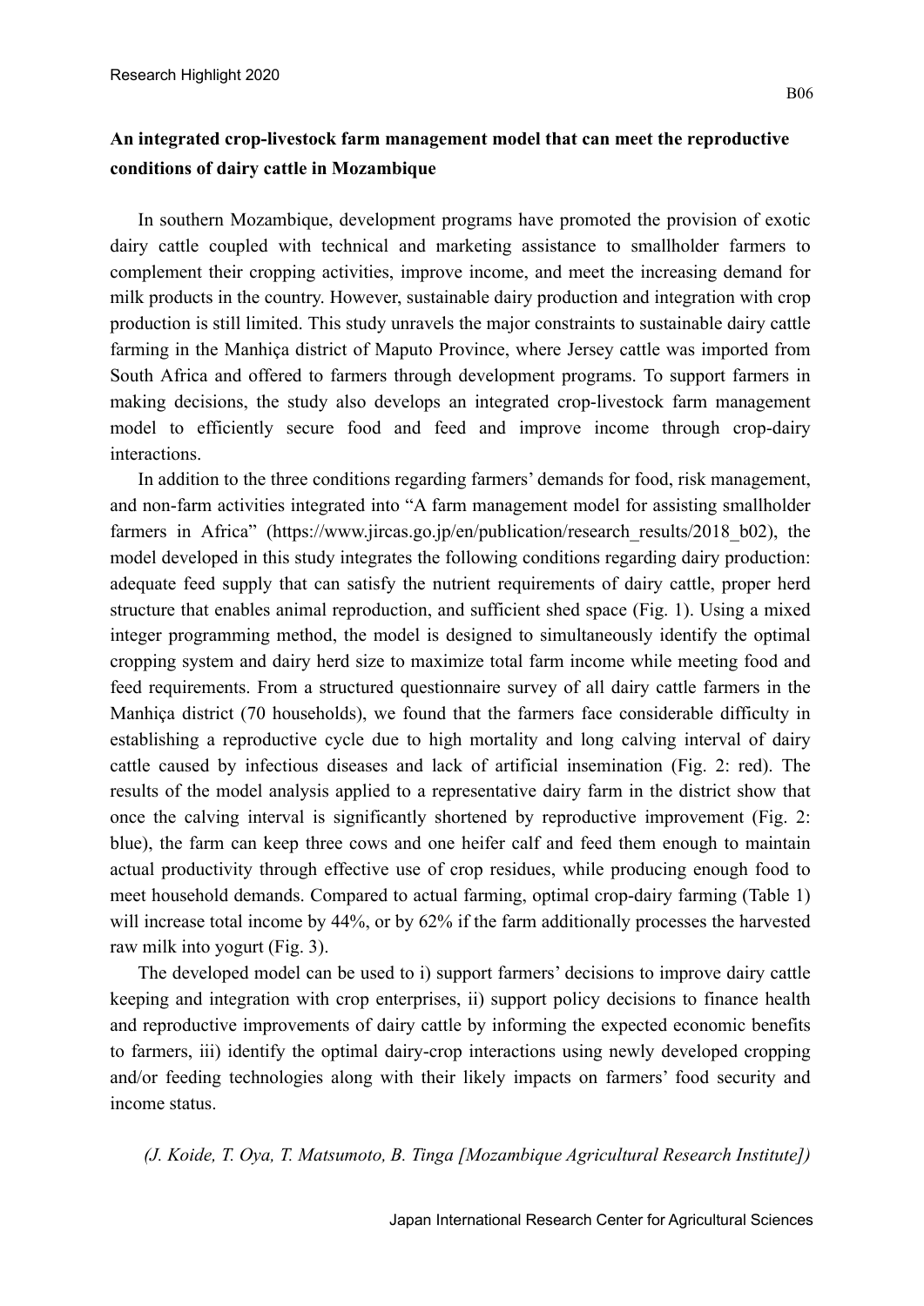## An integrated crop-livestock farm management model that can meet the reproductive conditions of dairy cattle in Mozambique

In southern Mozambique, development programs have promoted the provision of exotic dairy cattle coupled with technical and marketing assistance to smallholder farmers to complement their cropping activities, improve income, and meet the increasing demand for milk products in the country. However, sustainable dairy production and integration with crop production is still limited. This study unravels the major constraints to sustainable dairy cattle farming in the Manhiça district of Maputo Province, where Jersey cattle was imported from South Africa and offered to farmers through development programs. To support farmers in making decisions, the study also develops an integrated crop-livestock farm management model to efficiently secure food and feed and improve income through crop-dairy interactions.

In addition to the three conditions regarding farmers' demands for food, risk management, and non-farm activities integrated into "A farm management model for assisting smallholder farmers in Africa" (https://www.jircas.go.jp/en/publication/research_results/2018_b02), the model developed in this study integrates the following conditions regarding dairy production: adequate feed supply that can satisfy the nutrient requirements of dairy cattle, proper herd structure that enables animal reproduction, and sufficient shed space (Fig. 1). Using a mixed integer programming method, the model is designed to simultaneously identify the optimal cropping system and dairy herd size to maximize total farm income while meeting food and feed requirements. From a structured questionnaire survey of all dairy cattle farmers in the Manhiça district (70 households), we found that the farmers face considerable difficulty in establishing a reproductive cycle due to high mortality and long calving interval of dairy cattle caused by infectious diseases and lack of artificial insemination (Fig. 2: red). The results of the model analysis applied to a representative dairy farm in the district show that once the calving interval is significantly shortened by reproductive improvement (Fig. 2: blue), the farm can keep three cows and one heifer calf and feed them enough to maintain actual productivity through effective use of crop residues, while producing enough food to meet household demands. Compared to actual farming, optimal crop-dairy farming (Table 1) will increase total income by 44%, or by 62% if the farm additionally processes the harvested raw milk into yogurt (Fig. 3).

The developed model can be used to i) support farmers' decisions to improve dairy cattle keeping and integration with crop enterprises, ii) support policy decisions to finance health and reproductive improvements of dairy cattle by informing the expected economic benefits to farmers, iii) identify the optimal dairy-crop interactions using newly developed cropping and/or feeding technologies along with their likely impacts on farmers' food security and income status.

*(J. Koide, T. Oya, T. Matsumoto, B. Tinga [Mozambique Agricultural Research Institute])*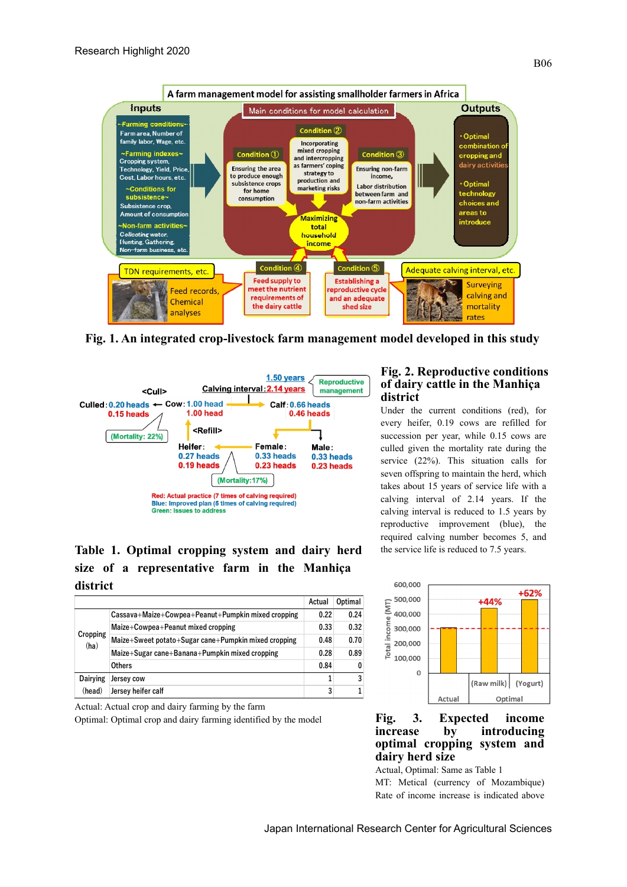Research Highlight 2020

B06

A farm management model for assisting smallholder farmers in Africa

Inputs

~Farming conditions~
Farm area, Number of family labor, Wage, etc.

~Farming indexes~
Cropping system, Technology, Yield, Price, Cost, Labor hours, etc.

~Conditions for subsistence~
Subsistence crop, Amount of consumption

~Non-farm activities~
Collecting water, Hunting, Gathering, Non-farm business, etc.

Main conditions for model calculation

Condition ① Ensuring the area to produce enough subsistence crops for home consumption

Condition ② Incorporating mixed cropping and intercropping as farmers' coping strategy to production and marketing risks

Condition ③ Ensuring non-farm income, Labor distribution between farm and non-farm activities

Maximizing total household income

Condition ④ Feed supply to meet the nutrient requirements of the dairy cattle

Condition ⑤ Establishing a reproductive cycle and an adequate shed size

Outputs

・Optimal combination of cropping and dairy activities

・Optimal technology choices and areas to introduce

TDN requirements, etc.
Feed records, Chemical analyses

Adequate calving interval, etc.
Surveying calving and mortality rates

**Fig. 1. An integrated crop-livestock farm management model developed in this study**

1.50 years
Calving interval: 2.14 years
Reproductive management
<Cull>
Culled: 0.20 heads
0.15 head
Cow: 1.00 head
1.00 head
Calf: 0.66 heads
0.46 heads
(Mortality: 22%)
<Refill>
Heifer: 0.27 heads
0.19 heads
Female: 0.33 heads
0.23 heads
Male: 0.33 heads
0.23 heads
(Mortality:17%)
Red: Actual practice (7 times of calving required)
Blue: Improved plan (5 times of calving required)
Green: Issues to address

## Fig. 2. Reproductive conditions of dairy cattle in the Manhiça district

Under the current conditions (red), for every heifer, 0.19 cows are refilled for succession per year, while 0.15 cows are culled given the mortality rate during the service (22%). This situation calls for seven offspring to maintain the herd, which takes about 15 years of service life with a calving interval of 2.14 years. If the calving interval is reduced to 1.5 years by reproductive improvement (blue), the required calving number becomes 5, and the service life is reduced to 7.5 years.

## Table 1. Optimal cropping system and dairy herd size of a representative farm in the Manhiça district

| | | Actual | Optimal |
|---|---|---|---|
| Cropping (ha) | Cassava+Maize+Cowpea+Peanut+Pumpkin mixed cropping | 0.22 | 0.24 |
| | Maize+Cowpea+Peanut mixed cropping | 0.33 | 0.32 |
| | Maize+Sweet potato+Sugar cane+Pumpkin mixed cropping | 0.48 | 0.70 |
| | Maize+Sugar cane+Banana+Pumpkin mixed cropping | 0.28 | 0.89 |
| | Others | 0.84 | 0 |
| Dairying (head) | Jersey cow | 1 | 3 |
| | Jersey heifer calf | 3 | 1 |

Actual: Actual crop and dairy farming by the farm
Optimal: Optimal crop and dairy farming identified by the model

Total income (MT)
600,000
500,000
400,000
300,000
200,000
100,000
0
+44%
+62%
Actual
(Raw milk)
(Yogurt)
Optimal

## Fig. 3. Expected income increase by introducing optimal cropping system and dairy herd size

Actual, Optimal: Same as Table 1
MT: Metical (currency of Mozambique)
Rate of income increase is indicated above

Japan International Research Center for Agricultural Sciences